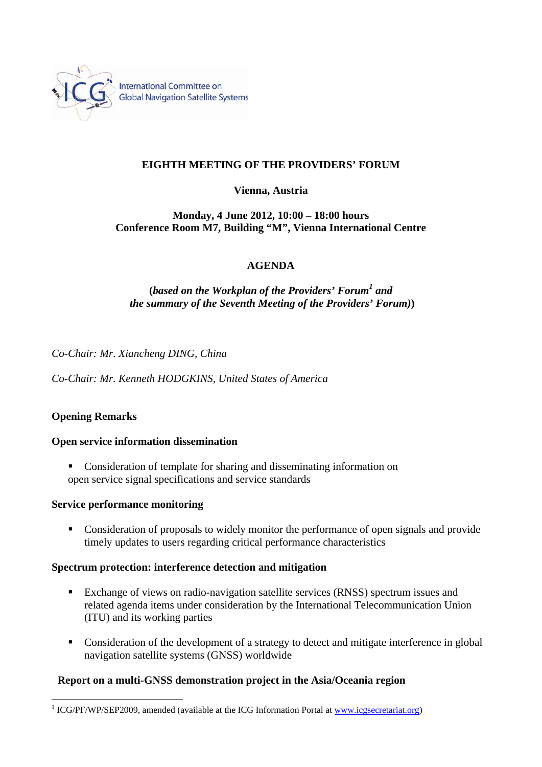International Committee on Global Navigation Satellite Systems

# EIGHTH MEETING OF THE PROVIDERS' FORUM

**Vienna, Austria**

**Monday, 4 June 2012, 10:00 – 18:00 hours**
**Conference Room M7, Building "M", Vienna International Centre**

## AGENDA

***(based on the Workplan of the Providers' Forum[1] and the summary of the Seventh Meeting of the Providers' Forum)***

*Co-Chair: Mr. Xiancheng DING, China*

*Co-Chair: Mr. Kenneth HODGKINS, United States of America*

**Opening Remarks**

**Open service information dissemination**

- Consideration of template for sharing and disseminating information on open service signal specifications and service standards

**Service performance monitoring**

- Consideration of proposals to widely monitor the performance of open signals and provide timely updates to users regarding critical performance characteristics

**Spectrum protection: interference detection and mitigation**

- Exchange of views on radio-navigation satellite services (RNSS) spectrum issues and related agenda items under consideration by the International Telecommunication Union (ITU) and its working parties
- Consideration of the development of a strategy to detect and mitigate interference in global navigation satellite systems (GNSS) worldwide

**Report on a multi-GNSS demonstration project in the Asia/Oceania region**

[1] ICG/PF/WP/SEP2009, amended (available at the ICG Information Portal at www.icgsecretariat.org)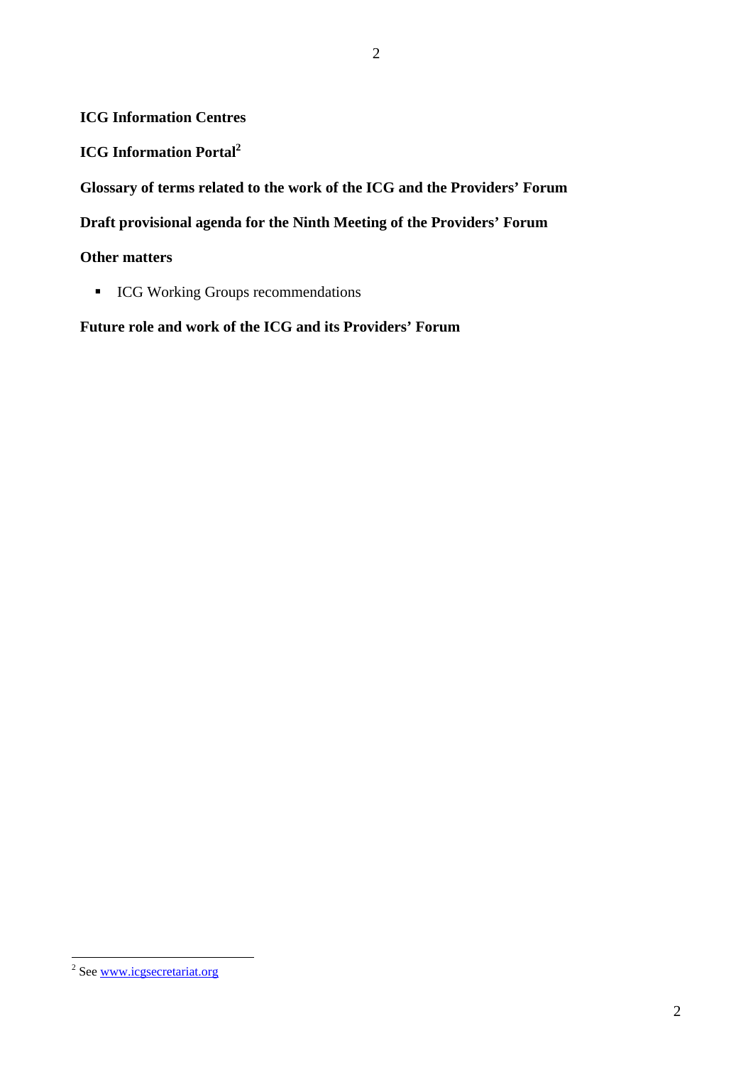**ICG Information Centres**

**ICG Information Portal**[2]

**Glossary of terms related to the work of the ICG and the Providers' Forum**

**Draft provisional agenda for the Ninth Meeting of the Providers' Forum**

**Other matters**

- ICG Working Groups recommendations

**Future role and work of the ICG and its Providers' Forum**

---

[2] See www.icgsecretariat.org